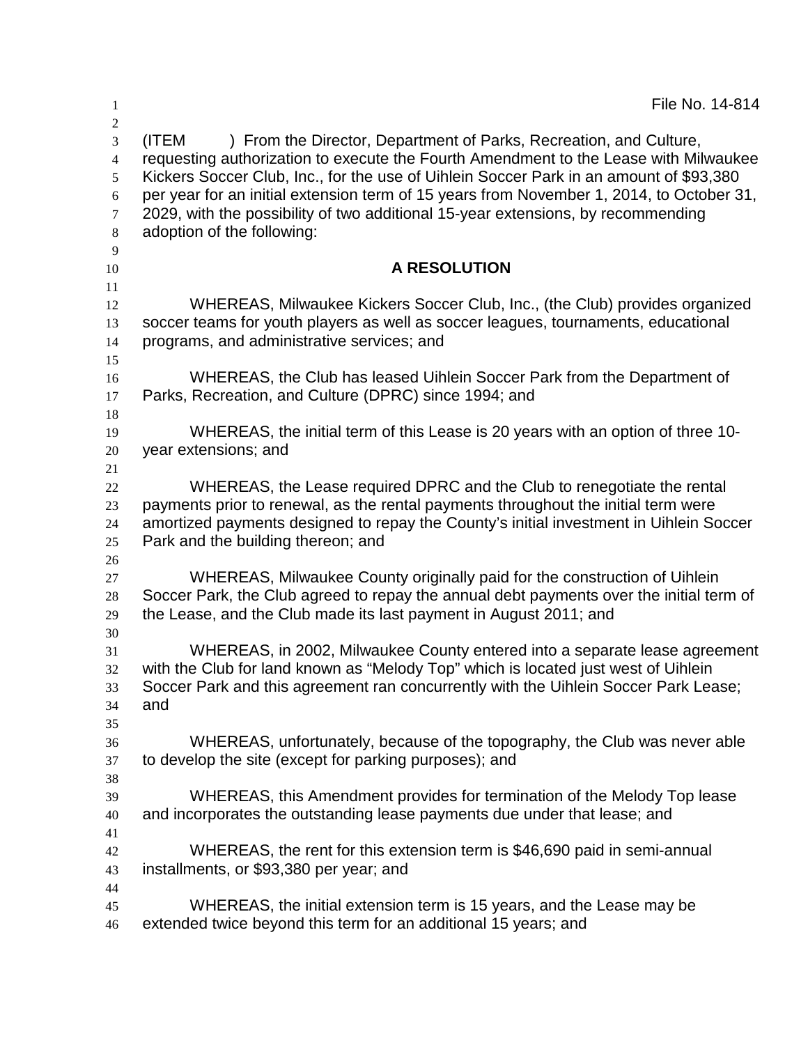File No. 14-814

(ITEM ) From the Director, Department of Parks, Recreation, and Culture, requesting authorization to execute the Fourth Amendment to the Lease with Milwaukee Kickers Soccer Club, Inc., for the use of Uihlein Soccer Park in an amount of $93,380 per year for an initial extension term of 15 years from November 1, 2014, to October 31, 2029, with the possibility of two additional 15-year extensions, by recommending adoption of the following:

## A RESOLUTION

WHEREAS, Milwaukee Kickers Soccer Club, Inc., (the Club) provides organized soccer teams for youth players as well as soccer leagues, tournaments, educational programs, and administrative services; and

WHEREAS, the Club has leased Uihlein Soccer Park from the Department of Parks, Recreation, and Culture (DPRC) since 1994; and

WHEREAS, the initial term of this Lease is 20 years with an option of three 10-year extensions; and

WHEREAS, the Lease required DPRC and the Club to renegotiate the rental payments prior to renewal, as the rental payments throughout the initial term were amortized payments designed to repay the County's initial investment in Uihlein Soccer Park and the building thereon; and

WHEREAS, Milwaukee County originally paid for the construction of Uihlein Soccer Park, the Club agreed to repay the annual debt payments over the initial term of the Lease, and the Club made its last payment in August 2011; and

WHEREAS, in 2002, Milwaukee County entered into a separate lease agreement with the Club for land known as "Melody Top" which is located just west of Uihlein Soccer Park and this agreement ran concurrently with the Uihlein Soccer Park Lease; and

WHEREAS, unfortunately, because of the topography, the Club was never able to develop the site (except for parking purposes); and

WHEREAS, this Amendment provides for termination of the Melody Top lease and incorporates the outstanding lease payments due under that lease; and

WHEREAS, the rent for this extension term is $46,690 paid in semi-annual installments, or $93,380 per year; and

WHEREAS, the initial extension term is 15 years, and the Lease may be extended twice beyond this term for an additional 15 years; and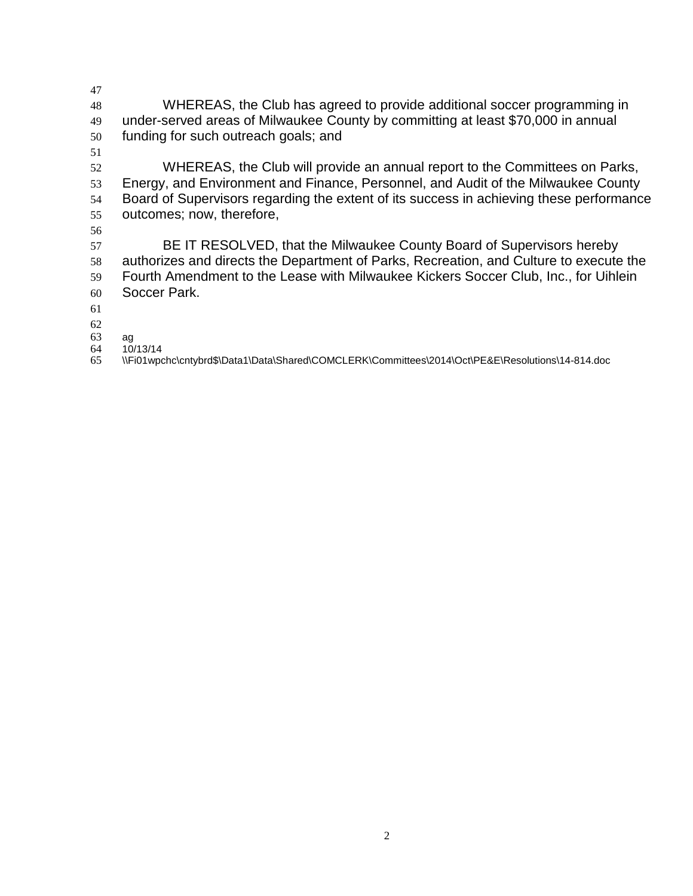WHEREAS, the Club has agreed to provide additional soccer programming in under-served areas of Milwaukee County by committing at least $70,000 in annual funding for such outreach goals; and

WHEREAS, the Club will provide an annual report to the Committees on Parks, Energy, and Environment and Finance, Personnel, and Audit of the Milwaukee County Board of Supervisors regarding the extent of its success in achieving these performance outcomes; now, therefore,

BE IT RESOLVED, that the Milwaukee County Board of Supervisors hereby authorizes and directs the Department of Parks, Recreation, and Culture to execute the Fourth Amendment to the Lease with Milwaukee Kickers Soccer Club, Inc., for Uihlein Soccer Park.

ag
10/13/14
\\Fi01wpchc\cntybrd$\Data1\Data\Shared\COMCLERK\Committees\2014\Oct\PE&E\Resolutions\14-814.doc